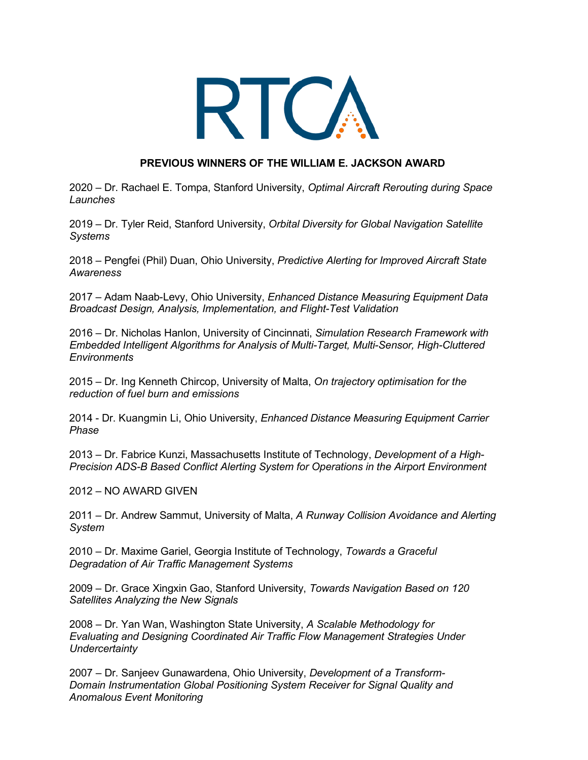# RTCA

## PREVIOUS WINNERS OF THE WILLIAM E. JACKSON AWARD

2020 – Dr. Rachael E. Tompa, Stanford University, *Optimal Aircraft Rerouting during Space Launches*

2019 – Dr. Tyler Reid, Stanford University, *Orbital Diversity for Global Navigation Satellite Systems*

2018 – Pengfei (Phil) Duan, Ohio University, *Predictive Alerting for Improved Aircraft State Awareness*

2017 – Adam Naab-Levy, Ohio University, *Enhanced Distance Measuring Equipment Data Broadcast Design, Analysis, Implementation, and Flight-Test Validation*

2016 – Dr. Nicholas Hanlon, University of Cincinnati, *Simulation Research Framework with Embedded Intelligent Algorithms for Analysis of Multi-Target, Multi-Sensor, High-Cluttered Environments*

2015 – Dr. Ing Kenneth Chircop, University of Malta, *On trajectory optimisation for the reduction of fuel burn and emissions*

2014 - Dr. Kuangmin Li, Ohio University, *Enhanced Distance Measuring Equipment Carrier Phase*

2013 – Dr. Fabrice Kunzi, Massachusetts Institute of Technology, *Development of a High-Precision ADS-B Based Conflict Alerting System for Operations in the Airport Environment*

2012 – NO AWARD GIVEN

2011 – Dr. Andrew Sammut, University of Malta, *A Runway Collision Avoidance and Alerting System*

2010 – Dr. Maxime Gariel, Georgia Institute of Technology, *Towards a Graceful Degradation of Air Traffic Management Systems*

2009 – Dr. Grace Xingxin Gao, Stanford University, *Towards Navigation Based on 120 Satellites Analyzing the New Signals*

2008 – Dr. Yan Wan, Washington State University, *A Scalable Methodology for Evaluating and Designing Coordinated Air Traffic Flow Management Strategies Under Undercertainty*

2007 – Dr. Sanjeev Gunawardena, Ohio University, *Development of a Transform-Domain Instrumentation Global Positioning System Receiver for Signal Quality and Anomalous Event Monitoring*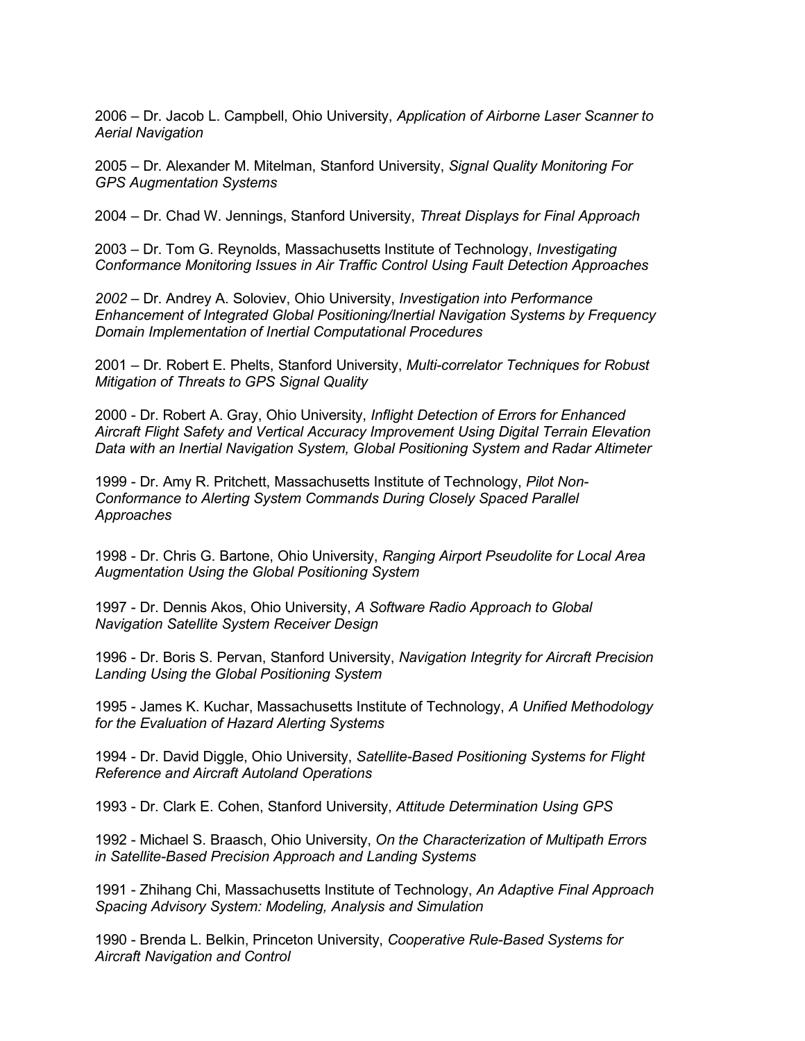2006 – Dr. Jacob L. Campbell, Ohio University, *Application of Airborne Laser Scanner to Aerial Navigation*

2005 – Dr. Alexander M. Mitelman, Stanford University, *Signal Quality Monitoring For GPS Augmentation Systems*

2004 – Dr. Chad W. Jennings, Stanford University, *Threat Displays for Final Approach*

2003 – Dr. Tom G. Reynolds, Massachusetts Institute of Technology, *Investigating Conformance Monitoring Issues in Air Traffic Control Using Fault Detection Approaches*

*2002* – Dr. Andrey A. Soloviev, Ohio University, *Investigation into Performance Enhancement of Integrated Global Positioning/Inertial Navigation Systems by Frequency Domain Implementation of Inertial Computational Procedures*

2001 – Dr. Robert E. Phelts, Stanford University, *Multi-correlator Techniques for Robust Mitigation of Threats to GPS Signal Quality*

2000 - Dr. Robert A. Gray, Ohio University, *Inflight Detection of Errors for Enhanced Aircraft Flight Safety and Vertical Accuracy Improvement Using Digital Terrain Elevation Data with an Inertial Navigation System, Global Positioning System and Radar Altimeter*

1999 - Dr. Amy R. Pritchett, Massachusetts Institute of Technology, *Pilot Non-Conformance to Alerting System Commands During Closely Spaced Parallel Approaches*

1998 - Dr. Chris G. Bartone, Ohio University, *Ranging Airport Pseudolite for Local Area Augmentation Using the Global Positioning System*

1997 - Dr. Dennis Akos, Ohio University, *A Software Radio Approach to Global Navigation Satellite System Receiver Design*

1996 - Dr. Boris S. Pervan, Stanford University, *Navigation Integrity for Aircraft Precision Landing Using the Global Positioning System*

1995 - James K. Kuchar, Massachusetts Institute of Technology, *A Unified Methodology for the Evaluation of Hazard Alerting Systems*

1994 - Dr. David Diggle, Ohio University, *Satellite-Based Positioning Systems for Flight Reference and Aircraft Autoland Operations*

1993 - Dr. Clark E. Cohen, Stanford University, *Attitude Determination Using GPS*

1992 - Michael S. Braasch, Ohio University, *On the Characterization of Multipath Errors in Satellite-Based Precision Approach and Landing Systems*

1991 - Zhihang Chi, Massachusetts Institute of Technology, *An Adaptive Final Approach Spacing Advisory System: Modeling, Analysis and Simulation*

1990 - Brenda L. Belkin, Princeton University, *Cooperative Rule-Based Systems for Aircraft Navigation and Control*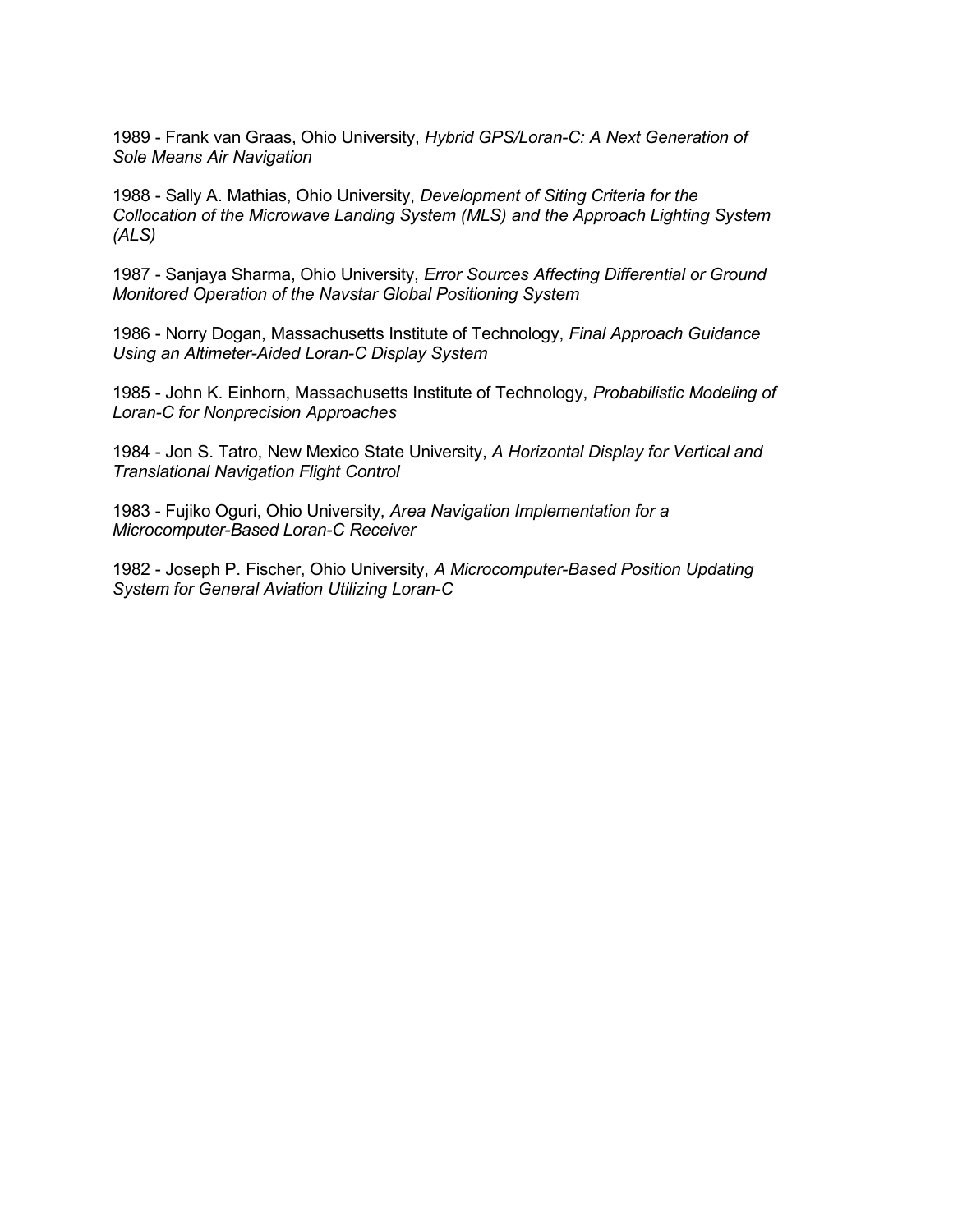1989 - Frank van Graas, Ohio University, *Hybrid GPS/Loran-C: A Next Generation of Sole Means Air Navigation*

1988 - Sally A. Mathias, Ohio University, *Development of Siting Criteria for the Collocation of the Microwave Landing System (MLS) and the Approach Lighting System (ALS)*

1987 - Sanjaya Sharma, Ohio University, *Error Sources Affecting Differential or Ground Monitored Operation of the Navstar Global Positioning System*

1986 - Norry Dogan, Massachusetts Institute of Technology, *Final Approach Guidance Using an Altimeter-Aided Loran-C Display System*

1985 - John K. Einhorn, Massachusetts Institute of Technology, *Probabilistic Modeling of Loran-C for Nonprecision Approaches*

1984 - Jon S. Tatro, New Mexico State University, *A Horizontal Display for Vertical and Translational Navigation Flight Control*

1983 - Fujiko Oguri, Ohio University, *Area Navigation Implementation for a Microcomputer-Based Loran-C Receiver*

1982 - Joseph P. Fischer, Ohio University, *A Microcomputer-Based Position Updating System for General Aviation Utilizing Loran-C*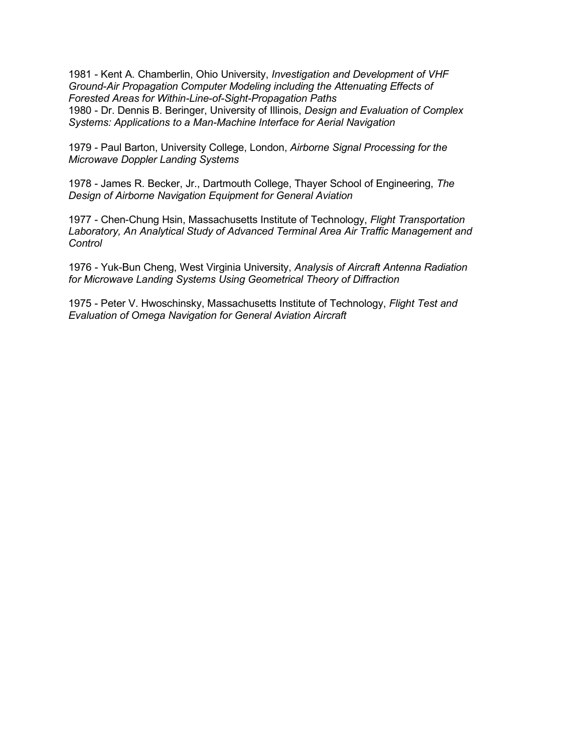1981 - Kent A. Chamberlin, Ohio University, *Investigation and Development of VHF Ground-Air Propagation Computer Modeling including the Attenuating Effects of Forested Areas for Within-Line-of-Sight-Propagation Paths*
1980 - Dr. Dennis B. Beringer, University of Illinois, *Design and Evaluation of Complex Systems: Applications to a Man-Machine Interface for Aerial Navigation*

1979 - Paul Barton, University College, London, *Airborne Signal Processing for the Microwave Doppler Landing Systems*

1978 - James R. Becker, Jr., Dartmouth College, Thayer School of Engineering, *The Design of Airborne Navigation Equipment for General Aviation*

1977 - Chen-Chung Hsin, Massachusetts Institute of Technology, *Flight Transportation Laboratory, An Analytical Study of Advanced Terminal Area Air Traffic Management and Control*

1976 - Yuk-Bun Cheng, West Virginia University, *Analysis of Aircraft Antenna Radiation for Microwave Landing Systems Using Geometrical Theory of Diffraction*

1975 - Peter V. Hwoschinsky, Massachusetts Institute of Technology, *Flight Test and Evaluation of Omega Navigation for General Aviation Aircraft*